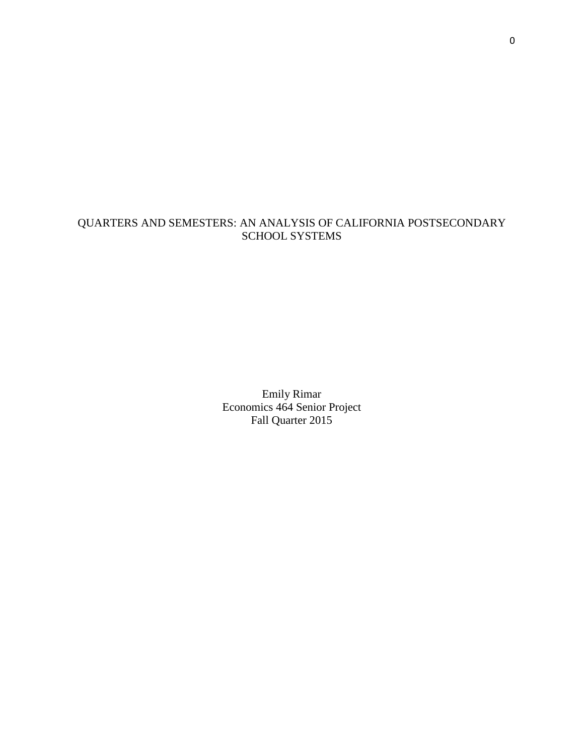# QUARTERS AND SEMESTERS: AN ANALYSIS OF CALIFORNIA POSTSECONDARY SCHOOL SYSTEMS

Emily Rimar
Economics 464 Senior Project
Fall Quarter 2015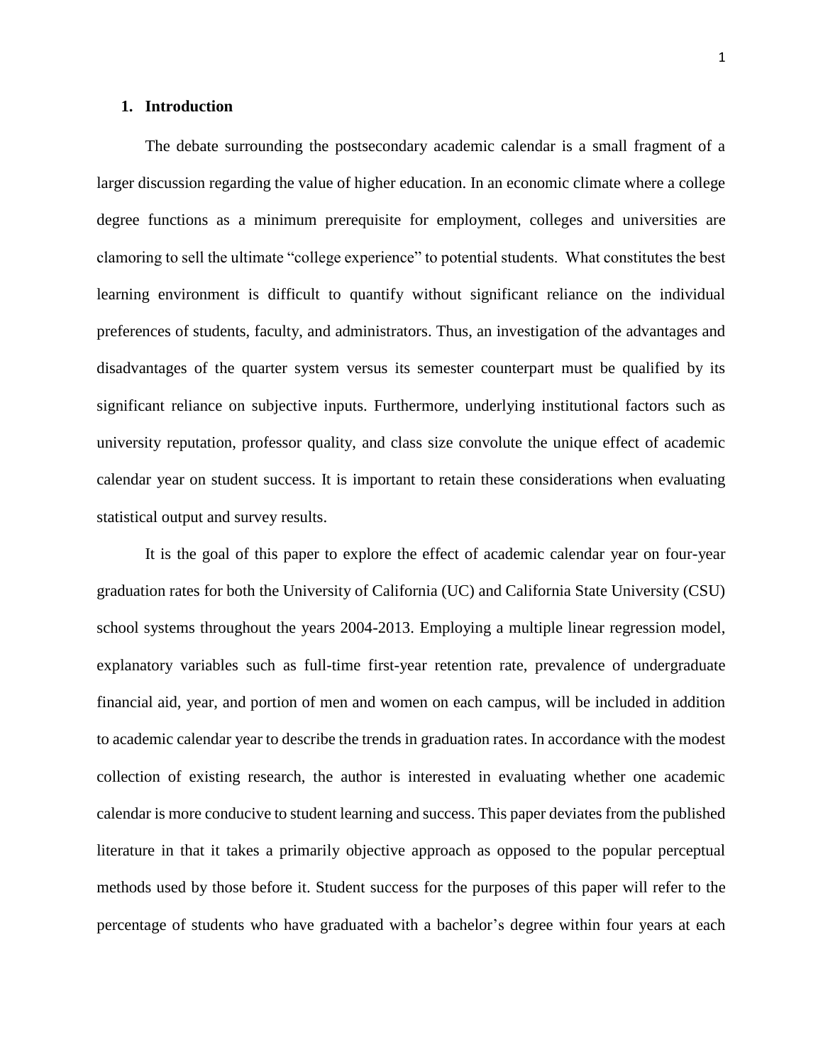## 1. Introduction

The debate surrounding the postsecondary academic calendar is a small fragment of a larger discussion regarding the value of higher education. In an economic climate where a college degree functions as a minimum prerequisite for employment, colleges and universities are clamoring to sell the ultimate "college experience" to potential students. What constitutes the best learning environment is difficult to quantify without significant reliance on the individual preferences of students, faculty, and administrators. Thus, an investigation of the advantages and disadvantages of the quarter system versus its semester counterpart must be qualified by its significant reliance on subjective inputs. Furthermore, underlying institutional factors such as university reputation, professor quality, and class size convolute the unique effect of academic calendar year on student success. It is important to retain these considerations when evaluating statistical output and survey results.

It is the goal of this paper to explore the effect of academic calendar year on four-year graduation rates for both the University of California (UC) and California State University (CSU) school systems throughout the years 2004-2013. Employing a multiple linear regression model, explanatory variables such as full-time first-year retention rate, prevalence of undergraduate financial aid, year, and portion of men and women on each campus, will be included in addition to academic calendar year to describe the trends in graduation rates. In accordance with the modest collection of existing research, the author is interested in evaluating whether one academic calendar is more conducive to student learning and success. This paper deviates from the published literature in that it takes a primarily objective approach as opposed to the popular perceptual methods used by those before it. Student success for the purposes of this paper will refer to the percentage of students who have graduated with a bachelor's degree within four years at each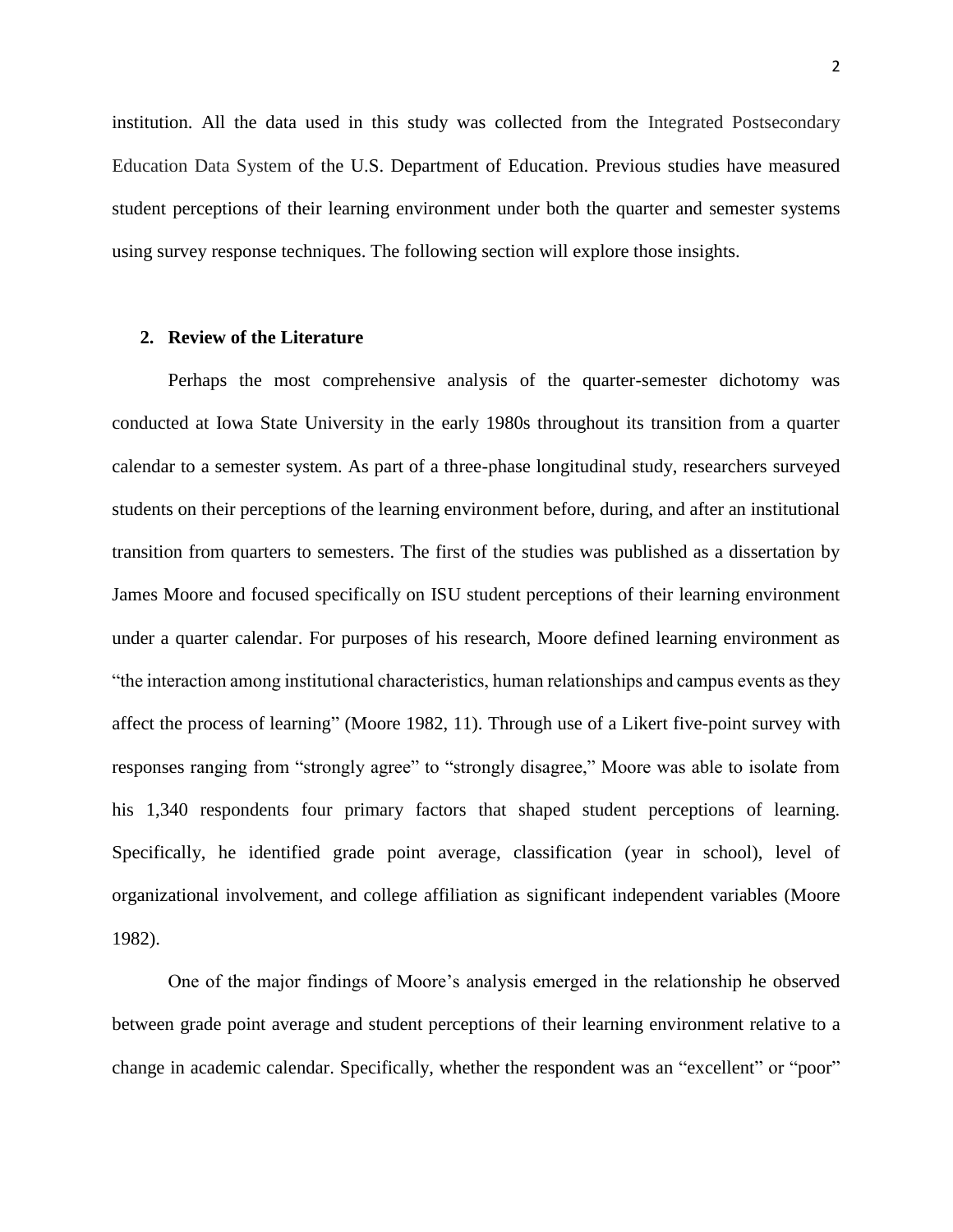institution. All the data used in this study was collected from the Integrated Postsecondary Education Data System of the U.S. Department of Education. Previous studies have measured student perceptions of their learning environment under both the quarter and semester systems using survey response techniques. The following section will explore those insights.

## 2. Review of the Literature

Perhaps the most comprehensive analysis of the quarter-semester dichotomy was conducted at Iowa State University in the early 1980s throughout its transition from a quarter calendar to a semester system. As part of a three-phase longitudinal study, researchers surveyed students on their perceptions of the learning environment before, during, and after an institutional transition from quarters to semesters. The first of the studies was published as a dissertation by James Moore and focused specifically on ISU student perceptions of their learning environment under a quarter calendar. For purposes of his research, Moore defined learning environment as "the interaction among institutional characteristics, human relationships and campus events as they affect the process of learning" (Moore 1982, 11). Through use of a Likert five-point survey with responses ranging from "strongly agree" to "strongly disagree," Moore was able to isolate from his 1,340 respondents four primary factors that shaped student perceptions of learning. Specifically, he identified grade point average, classification (year in school), level of organizational involvement, and college affiliation as significant independent variables (Moore 1982).

One of the major findings of Moore's analysis emerged in the relationship he observed between grade point average and student perceptions of their learning environment relative to a change in academic calendar. Specifically, whether the respondent was an "excellent" or "poor"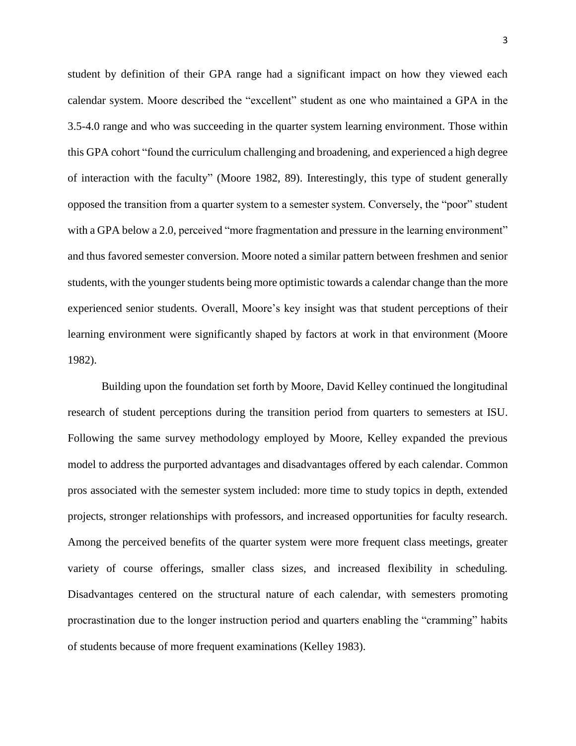student by definition of their GPA range had a significant impact on how they viewed each calendar system. Moore described the "excellent" student as one who maintained a GPA in the 3.5-4.0 range and who was succeeding in the quarter system learning environment. Those within this GPA cohort "found the curriculum challenging and broadening, and experienced a high degree of interaction with the faculty" (Moore 1982, 89). Interestingly, this type of student generally opposed the transition from a quarter system to a semester system. Conversely, the "poor" student with a GPA below a 2.0, perceived "more fragmentation and pressure in the learning environment" and thus favored semester conversion. Moore noted a similar pattern between freshmen and senior students, with the younger students being more optimistic towards a calendar change than the more experienced senior students. Overall, Moore's key insight was that student perceptions of their learning environment were significantly shaped by factors at work in that environment (Moore 1982).

Building upon the foundation set forth by Moore, David Kelley continued the longitudinal research of student perceptions during the transition period from quarters to semesters at ISU. Following the same survey methodology employed by Moore, Kelley expanded the previous model to address the purported advantages and disadvantages offered by each calendar. Common pros associated with the semester system included: more time to study topics in depth, extended projects, stronger relationships with professors, and increased opportunities for faculty research. Among the perceived benefits of the quarter system were more frequent class meetings, greater variety of course offerings, smaller class sizes, and increased flexibility in scheduling. Disadvantages centered on the structural nature of each calendar, with semesters promoting procrastination due to the longer instruction period and quarters enabling the "cramming" habits of students because of more frequent examinations (Kelley 1983).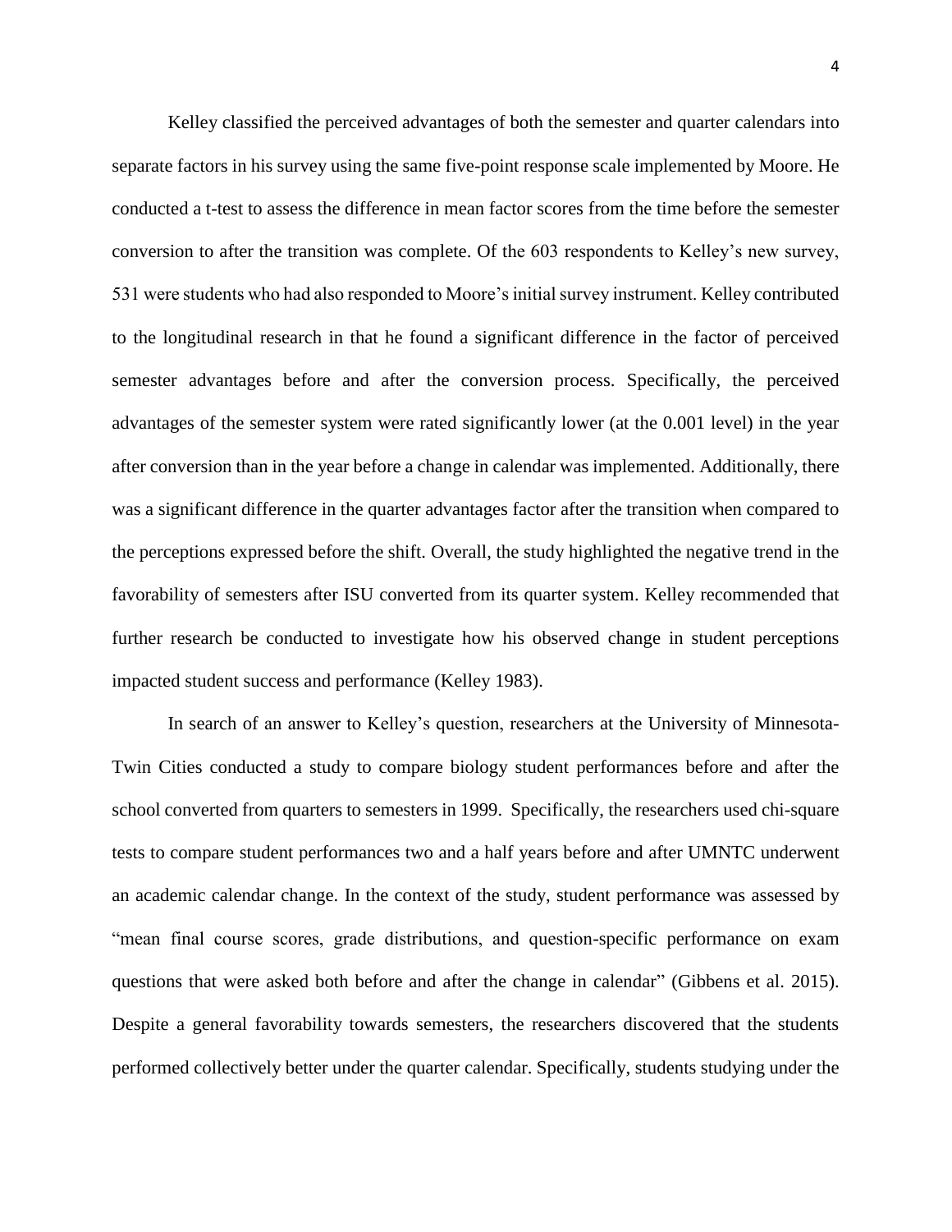Kelley classified the perceived advantages of both the semester and quarter calendars into separate factors in his survey using the same five-point response scale implemented by Moore. He conducted a t-test to assess the difference in mean factor scores from the time before the semester conversion to after the transition was complete. Of the 603 respondents to Kelley's new survey, 531 were students who had also responded to Moore's initial survey instrument. Kelley contributed to the longitudinal research in that he found a significant difference in the factor of perceived semester advantages before and after the conversion process. Specifically, the perceived advantages of the semester system were rated significantly lower (at the 0.001 level) in the year after conversion than in the year before a change in calendar was implemented. Additionally, there was a significant difference in the quarter advantages factor after the transition when compared to the perceptions expressed before the shift. Overall, the study highlighted the negative trend in the favorability of semesters after ISU converted from its quarter system. Kelley recommended that further research be conducted to investigate how his observed change in student perceptions impacted student success and performance (Kelley 1983).

In search of an answer to Kelley's question, researchers at the University of Minnesota-Twin Cities conducted a study to compare biology student performances before and after the school converted from quarters to semesters in 1999. Specifically, the researchers used chi-square tests to compare student performances two and a half years before and after UMNTC underwent an academic calendar change. In the context of the study, student performance was assessed by "mean final course scores, grade distributions, and question-specific performance on exam questions that were asked both before and after the change in calendar" (Gibbens et al. 2015). Despite a general favorability towards semesters, the researchers discovered that the students performed collectively better under the quarter calendar. Specifically, students studying under the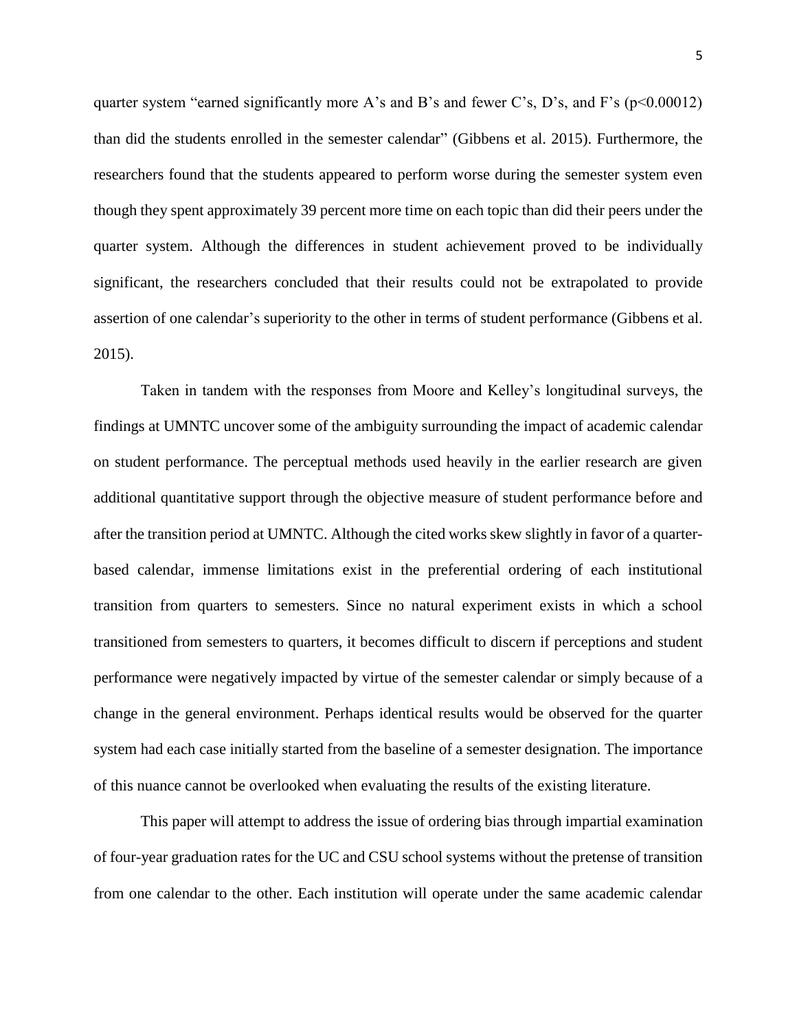quarter system "earned significantly more A's and B's and fewer C's, D's, and F's ($p<0.00012$) than did the students enrolled in the semester calendar" (Gibbens et al. 2015). Furthermore, the researchers found that the students appeared to perform worse during the semester system even though they spent approximately 39 percent more time on each topic than did their peers under the quarter system. Although the differences in student achievement proved to be individually significant, the researchers concluded that their results could not be extrapolated to provide assertion of one calendar's superiority to the other in terms of student performance (Gibbens et al. 2015).

Taken in tandem with the responses from Moore and Kelley's longitudinal surveys, the findings at UMNTC uncover some of the ambiguity surrounding the impact of academic calendar on student performance. The perceptual methods used heavily in the earlier research are given additional quantitative support through the objective measure of student performance before and after the transition period at UMNTC. Although the cited works skew slightly in favor of a quarter-based calendar, immense limitations exist in the preferential ordering of each institutional transition from quarters to semesters. Since no natural experiment exists in which a school transitioned from semesters to quarters, it becomes difficult to discern if perceptions and student performance were negatively impacted by virtue of the semester calendar or simply because of a change in the general environment. Perhaps identical results would be observed for the quarter system had each case initially started from the baseline of a semester designation. The importance of this nuance cannot be overlooked when evaluating the results of the existing literature.

This paper will attempt to address the issue of ordering bias through impartial examination of four-year graduation rates for the UC and CSU school systems without the pretense of transition from one calendar to the other. Each institution will operate under the same academic calendar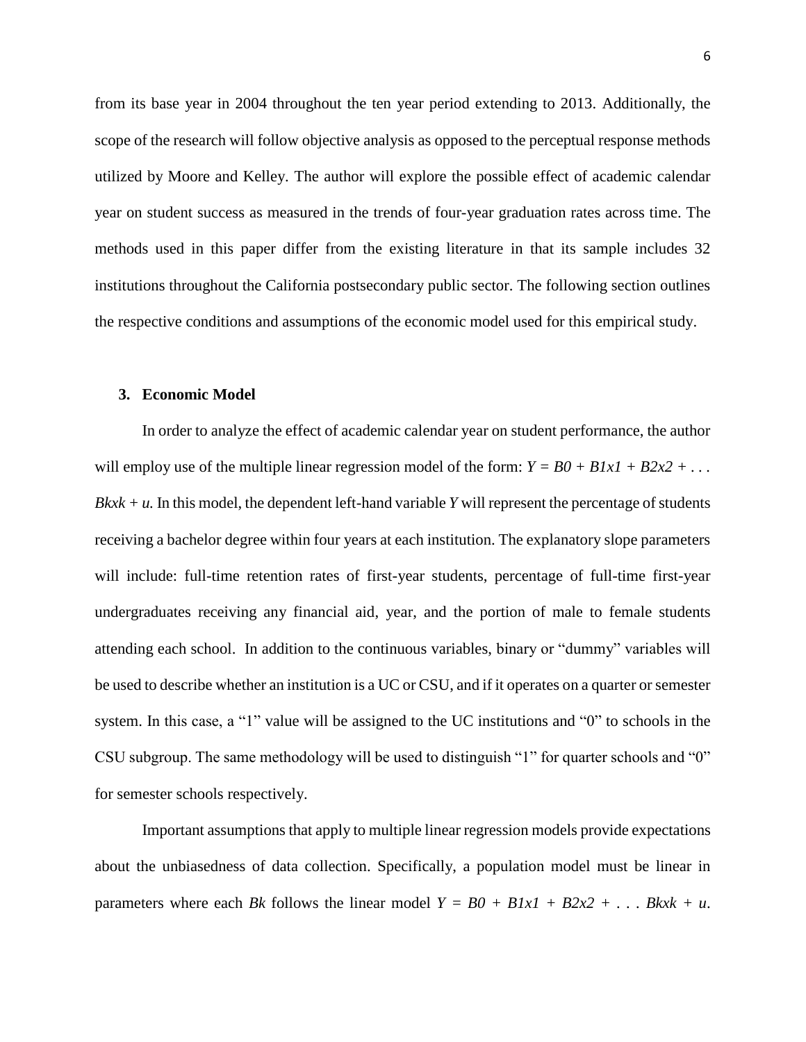from its base year in 2004 throughout the ten year period extending to 2013. Additionally, the scope of the research will follow objective analysis as opposed to the perceptual response methods utilized by Moore and Kelley. The author will explore the possible effect of academic calendar year on student success as measured in the trends of four-year graduation rates across time. The methods used in this paper differ from the existing literature in that its sample includes 32 institutions throughout the California postsecondary public sector. The following section outlines the respective conditions and assumptions of the economic model used for this empirical study.

### 3. Economic Model

In order to analyze the effect of academic calendar year on student performance, the author will employ use of the multiple linear regression model of the form: $Y = B0 + B1x1 + B2x2 + \ldots Bkxk + u$. In this model, the dependent left-hand variable $Y$ will represent the percentage of students receiving a bachelor degree within four years at each institution. The explanatory slope parameters will include: full-time retention rates of first-year students, percentage of full-time first-year undergraduates receiving any financial aid, year, and the portion of male to female students attending each school. In addition to the continuous variables, binary or "dummy" variables will be used to describe whether an institution is a UC or CSU, and if it operates on a quarter or semester system. In this case, a "1" value will be assigned to the UC institutions and "0" to schools in the CSU subgroup. The same methodology will be used to distinguish "1" for quarter schools and "0" for semester schools respectively.

Important assumptions that apply to multiple linear regression models provide expectations about the unbiasedness of data collection. Specifically, a population model must be linear in parameters where each $Bk$ follows the linear model $Y = B0 + B1x1 + B2x2 + \ldots Bkxk + u$.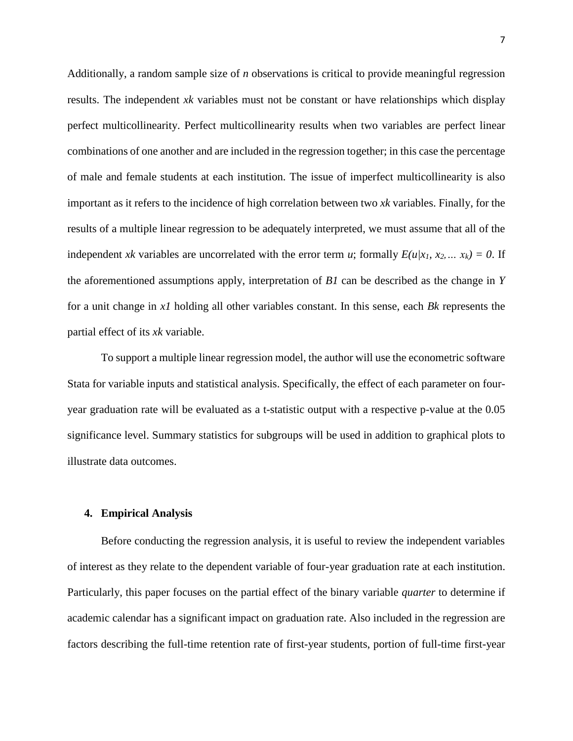Additionally, a random sample size of *n* observations is critical to provide meaningful regression results. The independent $x_k$ variables must not be constant or have relationships which display perfect multicollinearity. Perfect multicollinearity results when two variables are perfect linear combinations of one another and are included in the regression together; in this case the percentage of male and female students at each institution. The issue of imperfect multicollinearity is also important as it refers to the incidence of high correlation between two $x_k$ variables. Finally, for the results of a multiple linear regression to be adequately interpreted, we must assume that all of the independent $x_k$ variables are uncorrelated with the error term *u*; formally $E(u|x_1, x_2, \ldots x_k) = 0$. If the aforementioned assumptions apply, interpretation of $B1$ can be described as the change in $Y$ for a unit change in $x1$ holding all other variables constant. In this sense, each $B_k$ represents the partial effect of its $x_k$ variable.

To support a multiple linear regression model, the author will use the econometric software Stata for variable inputs and statistical analysis. Specifically, the effect of each parameter on four-year graduation rate will be evaluated as a t-statistic output with a respective p-value at the 0.05 significance level. Summary statistics for subgroups will be used in addition to graphical plots to illustrate data outcomes.

## 4. Empirical Analysis

Before conducting the regression analysis, it is useful to review the independent variables of interest as they relate to the dependent variable of four-year graduation rate at each institution. Particularly, this paper focuses on the partial effect of the binary variable *quarter* to determine if academic calendar has a significant impact on graduation rate. Also included in the regression are factors describing the full-time retention rate of first-year students, portion of full-time first-year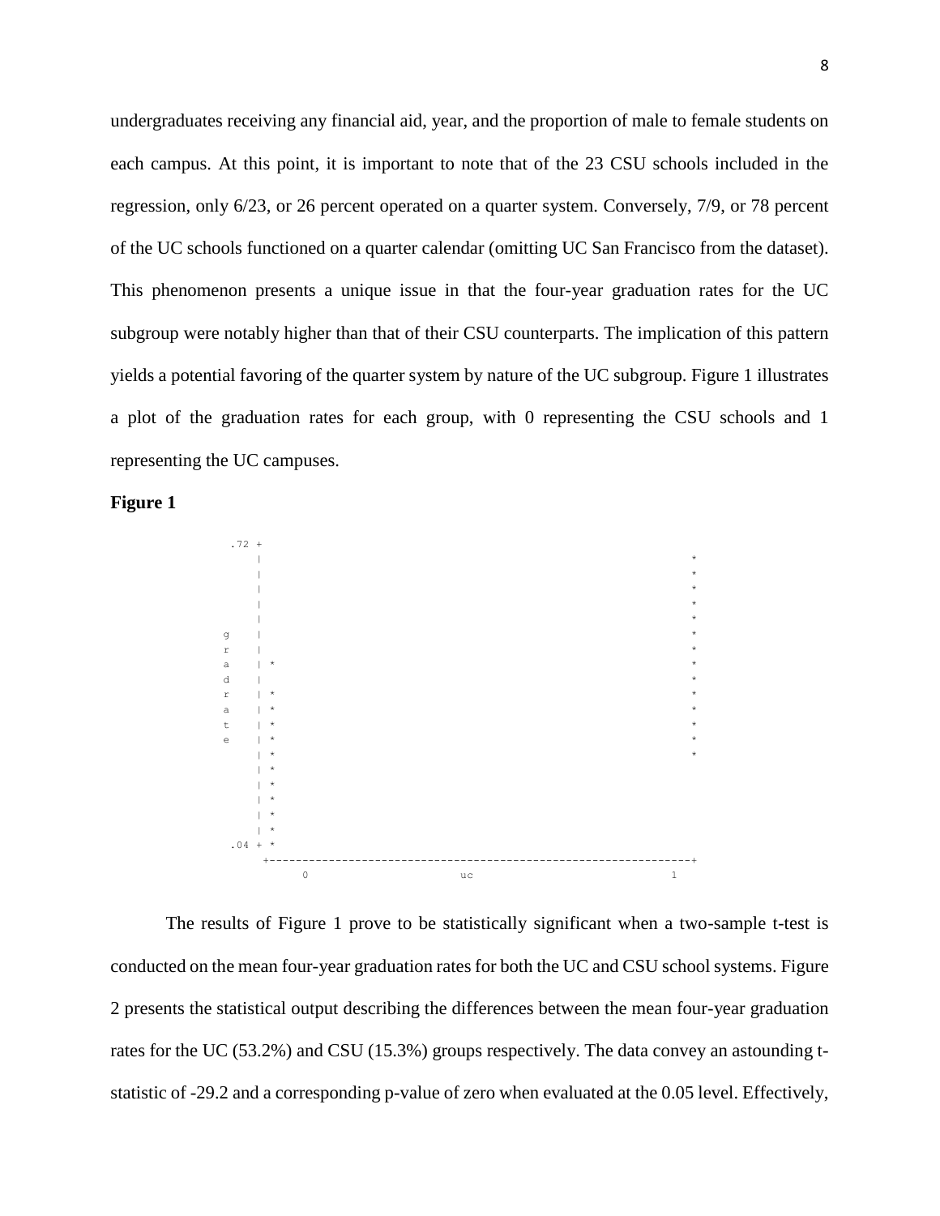undergraduates receiving any financial aid, year, and the proportion of male to female students on each campus. At this point, it is important to note that of the 23 CSU schools included in the regression, only 6/23, or 26 percent operated on a quarter system. Conversely, 7/9, or 78 percent of the UC schools functioned on a quarter calendar (omitting UC San Francisco from the dataset). This phenomenon presents a unique issue in that the four-year graduation rates for the UC subgroup were notably higher than that of their CSU counterparts. The implication of this pattern yields a potential favoring of the quarter system by nature of the UC subgroup. Figure 1 illustrates a plot of the graduation rates for each group, with 0 representing the CSU schools and 1 representing the UC campuses.

**Figure 1**

```
     .72 +
         |                                                              *
         |                                                              *
         |                                                              *
         |                                                              *
         |                                                              *
   g     |                                                              *
   r     |                                                              *
   a     | *                                                            *
   d     |                                                              *
   r     | *                                                            *
   a     | *                                                            *
   t     | *                                                            *
   e     | *                                                            *
         | *                                                            *
         | *
         | *
         | *
         | *
         | *
     .04 + *
         +--------------------------------------------------------------+
              0                       uc                            1
```

The results of Figure 1 prove to be statistically significant when a two-sample t-test is conducted on the mean four-year graduation rates for both the UC and CSU school systems. Figure 2 presents the statistical output describing the differences between the mean four-year graduation rates for the UC (53.2%) and CSU (15.3%) groups respectively. The data convey an astounding t-statistic of -29.2 and a corresponding p-value of zero when evaluated at the 0.05 level. Effectively,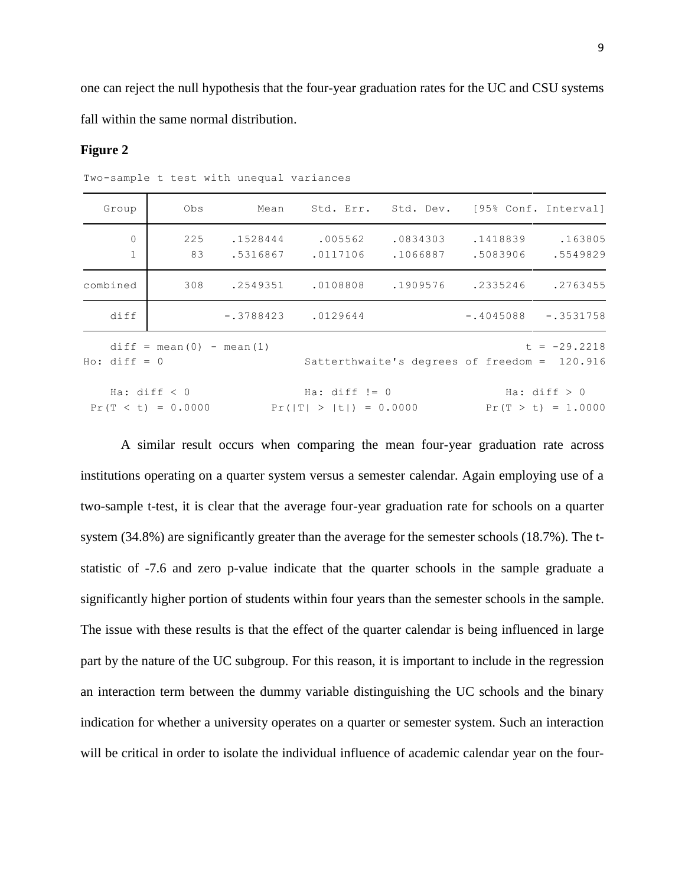one can reject the null hypothesis that the four-year graduation rates for the UC and CSU systems fall within the same normal distribution.

**Figure 2**

Two-sample t test with unequal variances

| Group | Obs | Mean | Std. Err. | Std. Dev. | [95% Conf. | Interval] |
|---|---|---|---|---|---|---|
| 0 | 225 | .1528444 | .005562 | .0834303 | .1418839 | .163805 |
| 1 | 83 | .5316867 | .0117106 | .1066887 | .5083906 | .5549829 |
| combined | 308 | .2549351 | .0108808 | .1909576 | .2335246 | .2763455 |
| diff | | -.3788423 | .0129644 | | -.4045088 | -.3531758 |

```
    diff = mean(0) - mean(1)                                      t = -29.2218
Ho: diff = 0                     Satterthwaite's degrees of freedom =  120.916

    Ha: diff < 0                 Ha: diff != 0                 Ha: diff > 0
 Pr(T < t) = 0.0000         Pr(|T| > |t|) = 0.0000          Pr(T > t) = 1.0000
```

A similar result occurs when comparing the mean four-year graduation rate across institutions operating on a quarter system versus a semester calendar. Again employing use of a two-sample t-test, it is clear that the average four-year graduation rate for schools on a quarter system (34.8%) are significantly greater than the average for the semester schools (18.7%). The t-statistic of -7.6 and zero p-value indicate that the quarter schools in the sample graduate a significantly higher portion of students within four years than the semester schools in the sample. The issue with these results is that the effect of the quarter calendar is being influenced in large part by the nature of the UC subgroup. For this reason, it is important to include in the regression an interaction term between the dummy variable distinguishing the UC schools and the binary indication for whether a university operates on a quarter or semester system. Such an interaction will be critical in order to isolate the individual influence of academic calendar year on the four-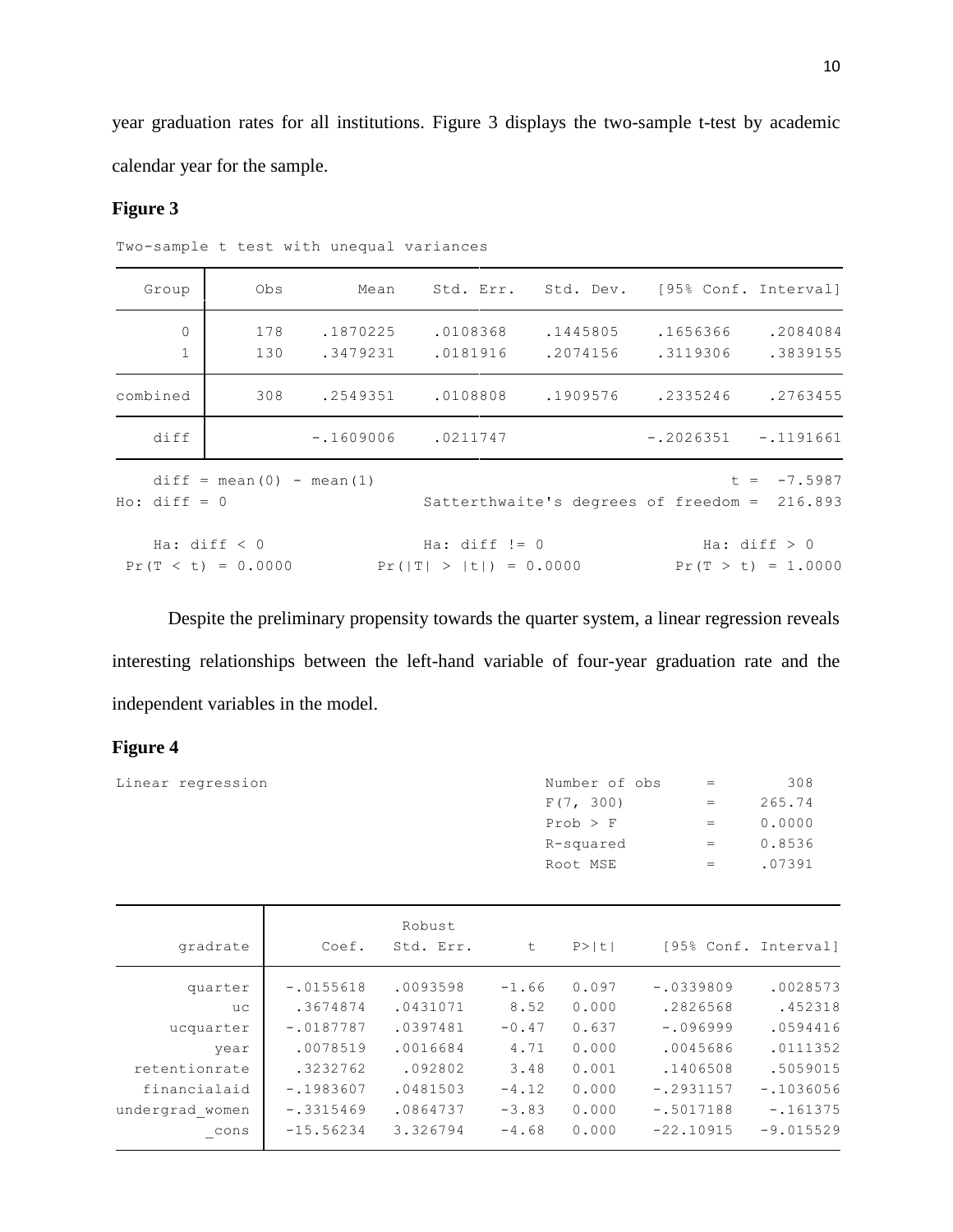year graduation rates for all institutions. Figure 3 displays the two-sample t-test by academic calendar year for the sample.

**Figure 3**

Two-sample t test with unequal variances

| Group | Obs | Mean | Std. Err. | Std. Dev. | [95% Conf. Interval] | |
|---|---|---|---|---|---|---|
| 0 | 178 | .1870225 | .0108368 | .1445805 | .1656366 | .2084084 |
| 1 | 130 | .3479231 | .0181916 | .2074156 | .3119306 | .3839155 |
| combined | 308 | .2549351 | .0108808 | .1909576 | .2335246 | .2763455 |
| diff | | -.1609006 | .0211747 | | -.2026351 | -.1191661 |

```
    diff = mean(0) - mean(1)                                      t =  -7.5987
Ho: diff = 0                     Satterthwaite's degrees of freedom =  216.893

    Ha: diff < 0                 Ha: diff != 0                 Ha: diff > 0
 Pr(T < t) = 0.0000         Pr(|T| > |t|) = 0.0000          Pr(T > t) = 1.0000
```

Despite the preliminary propensity towards the quarter system, a linear regression reveals interesting relationships between the left-hand variable of four-year graduation rate and the independent variables in the model.

**Figure 4**

```
Linear regression                                   Number of obs     =        308
                                                    F(7, 300)         =     265.74
                                                    Prob > F          =     0.0000
                                                    R-squared         =     0.8536
                                                    Root MSE          =     .07391
```

| gradrate | Coef. | Robust Std. Err. | t | P>\|t\| | [95% Conf. Interval] | |
|---|---|---|---|---|---|---|
| quarter | -.0155618 | .0093598 | -1.66 | 0.097 | -.0339809 | .0028573 |
| uc | .3674874 | .0431071 | 8.52 | 0.000 | .2826568 | .452318 |
| ucquarter | -.0187787 | .0397481 | -0.47 | 0.637 | -.096999 | .0594416 |
| year | .0078519 | .0016684 | 4.71 | 0.000 | .0045686 | .0111352 |
| retentionrate | .3232762 | .092802 | 3.48 | 0.001 | .1406508 | .5059015 |
| financialaid | -.1983607 | .0481503 | -4.12 | 0.000 | -.2931157 | -.1036056 |
| undergrad_women | -.3315469 | .0864737 | -3.83 | 0.000 | -.5017188 | -.161375 |
| _cons | -15.56234 | 3.326794 | -4.68 | 0.000 | -22.10915 | -9.015529 |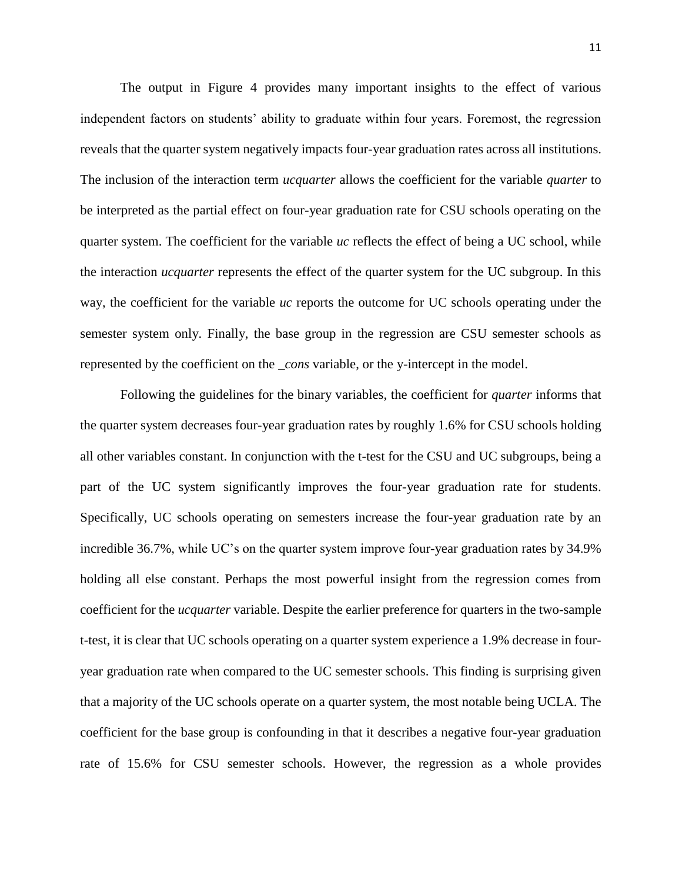The output in Figure 4 provides many important insights to the effect of various independent factors on students' ability to graduate within four years. Foremost, the regression reveals that the quarter system negatively impacts four-year graduation rates across all institutions. The inclusion of the interaction term *ucquarter* allows the coefficient for the variable *quarter* to be interpreted as the partial effect on four-year graduation rate for CSU schools operating on the quarter system. The coefficient for the variable *uc* reflects the effect of being a UC school, while the interaction *ucquarter* represents the effect of the quarter system for the UC subgroup. In this way, the coefficient for the variable *uc* reports the outcome for UC schools operating under the semester system only. Finally, the base group in the regression are CSU semester schools as represented by the coefficient on the *_cons* variable, or the y-intercept in the model.

Following the guidelines for the binary variables, the coefficient for *quarter* informs that the quarter system decreases four-year graduation rates by roughly 1.6% for CSU schools holding all other variables constant. In conjunction with the t-test for the CSU and UC subgroups, being a part of the UC system significantly improves the four-year graduation rate for students. Specifically, UC schools operating on semesters increase the four-year graduation rate by an incredible 36.7%, while UC's on the quarter system improve four-year graduation rates by 34.9% holding all else constant. Perhaps the most powerful insight from the regression comes from coefficient for the *ucquarter* variable. Despite the earlier preference for quarters in the two-sample t-test, it is clear that UC schools operating on a quarter system experience a 1.9% decrease in four-year graduation rate when compared to the UC semester schools. This finding is surprising given that a majority of the UC schools operate on a quarter system, the most notable being UCLA. The coefficient for the base group is confounding in that it describes a negative four-year graduation rate of 15.6% for CSU semester schools. However, the regression as a whole provides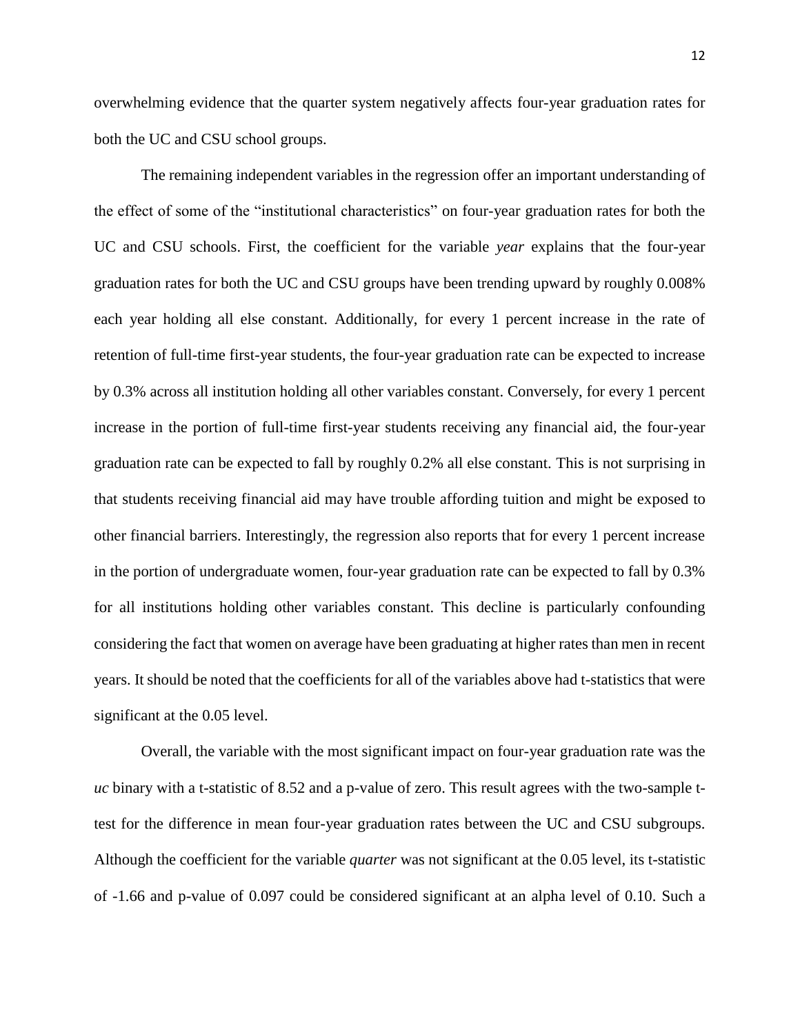overwhelming evidence that the quarter system negatively affects four-year graduation rates for both the UC and CSU school groups.

The remaining independent variables in the regression offer an important understanding of the effect of some of the "institutional characteristics" on four-year graduation rates for both the UC and CSU schools. First, the coefficient for the variable *year* explains that the four-year graduation rates for both the UC and CSU groups have been trending upward by roughly 0.008% each year holding all else constant. Additionally, for every 1 percent increase in the rate of retention of full-time first-year students, the four-year graduation rate can be expected to increase by 0.3% across all institution holding all other variables constant. Conversely, for every 1 percent increase in the portion of full-time first-year students receiving any financial aid, the four-year graduation rate can be expected to fall by roughly 0.2% all else constant. This is not surprising in that students receiving financial aid may have trouble affording tuition and might be exposed to other financial barriers. Interestingly, the regression also reports that for every 1 percent increase in the portion of undergraduate women, four-year graduation rate can be expected to fall by 0.3% for all institutions holding other variables constant. This decline is particularly confounding considering the fact that women on average have been graduating at higher rates than men in recent years. It should be noted that the coefficients for all of the variables above had t-statistics that were significant at the 0.05 level.

Overall, the variable with the most significant impact on four-year graduation rate was the *uc* binary with a t-statistic of 8.52 and a p-value of zero. This result agrees with the two-sample t-test for the difference in mean four-year graduation rates between the UC and CSU subgroups. Although the coefficient for the variable *quarter* was not significant at the 0.05 level, its t-statistic of -1.66 and p-value of 0.097 could be considered significant at an alpha level of 0.10. Such a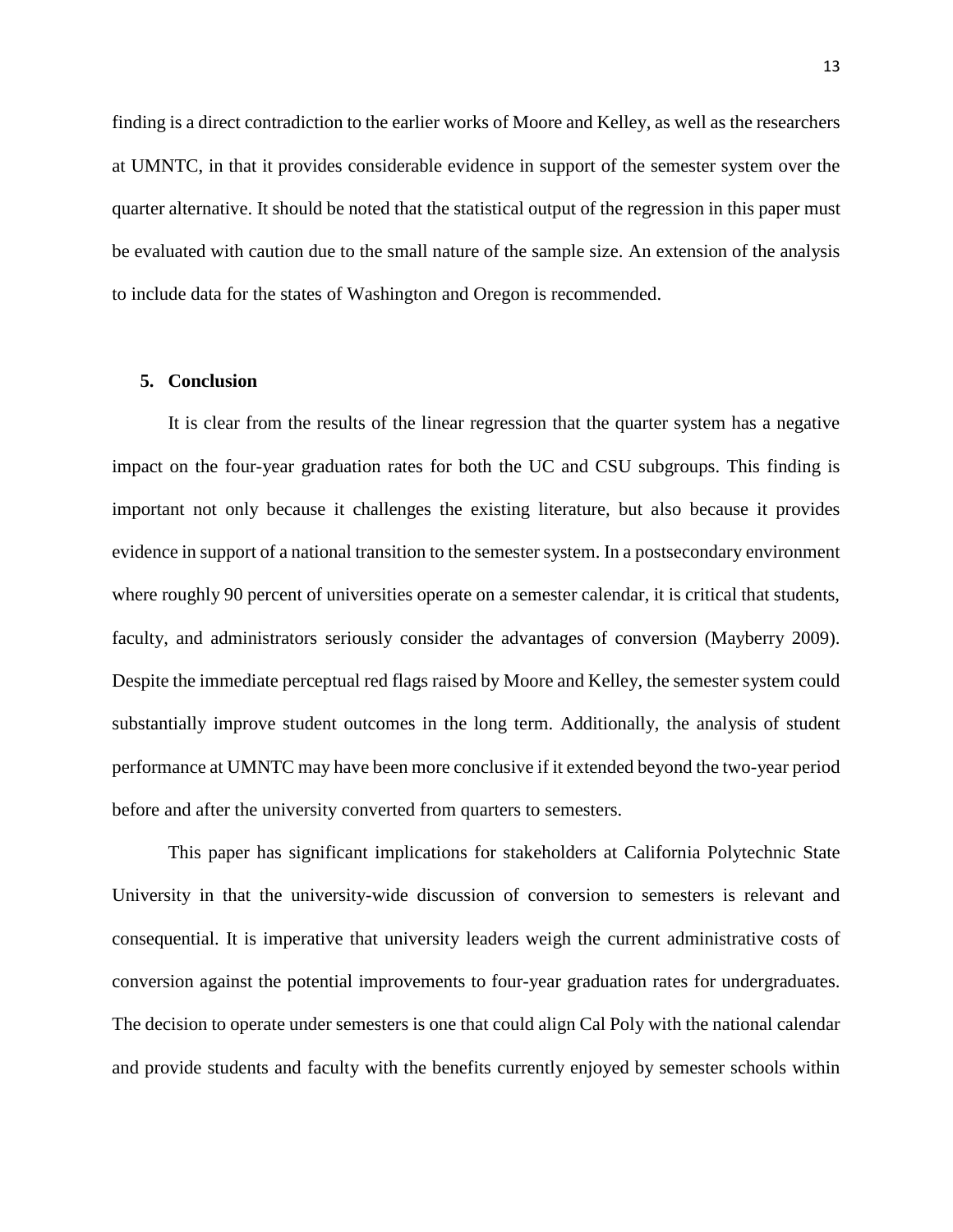finding is a direct contradiction to the earlier works of Moore and Kelley, as well as the researchers at UMNTC, in that it provides considerable evidence in support of the semester system over the quarter alternative. It should be noted that the statistical output of the regression in this paper must be evaluated with caution due to the small nature of the sample size. An extension of the analysis to include data for the states of Washington and Oregon is recommended.

## 5. Conclusion

It is clear from the results of the linear regression that the quarter system has a negative impact on the four-year graduation rates for both the UC and CSU subgroups. This finding is important not only because it challenges the existing literature, but also because it provides evidence in support of a national transition to the semester system. In a postsecondary environment where roughly 90 percent of universities operate on a semester calendar, it is critical that students, faculty, and administrators seriously consider the advantages of conversion (Mayberry 2009). Despite the immediate perceptual red flags raised by Moore and Kelley, the semester system could substantially improve student outcomes in the long term. Additionally, the analysis of student performance at UMNTC may have been more conclusive if it extended beyond the two-year period before and after the university converted from quarters to semesters.

This paper has significant implications for stakeholders at California Polytechnic State University in that the university-wide discussion of conversion to semesters is relevant and consequential. It is imperative that university leaders weigh the current administrative costs of conversion against the potential improvements to four-year graduation rates for undergraduates. The decision to operate under semesters is one that could align Cal Poly with the national calendar and provide students and faculty with the benefits currently enjoyed by semester schools within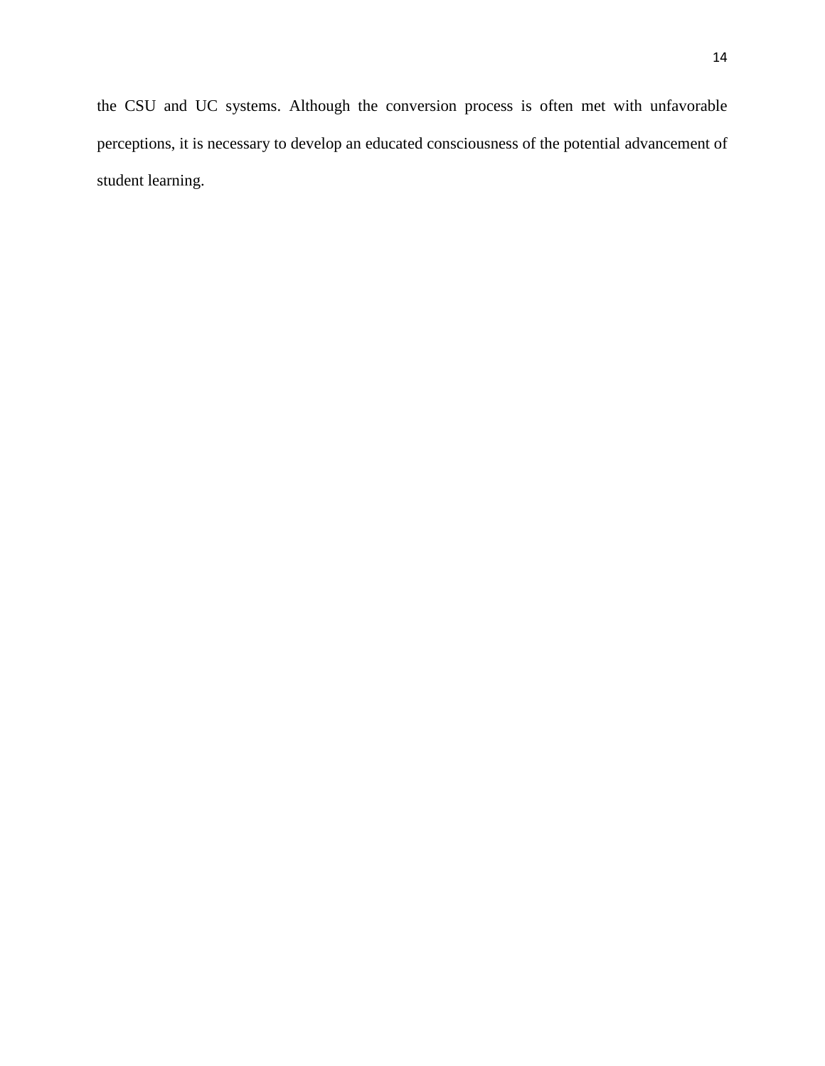the CSU and UC systems. Although the conversion process is often met with unfavorable perceptions, it is necessary to develop an educated consciousness of the potential advancement of student learning.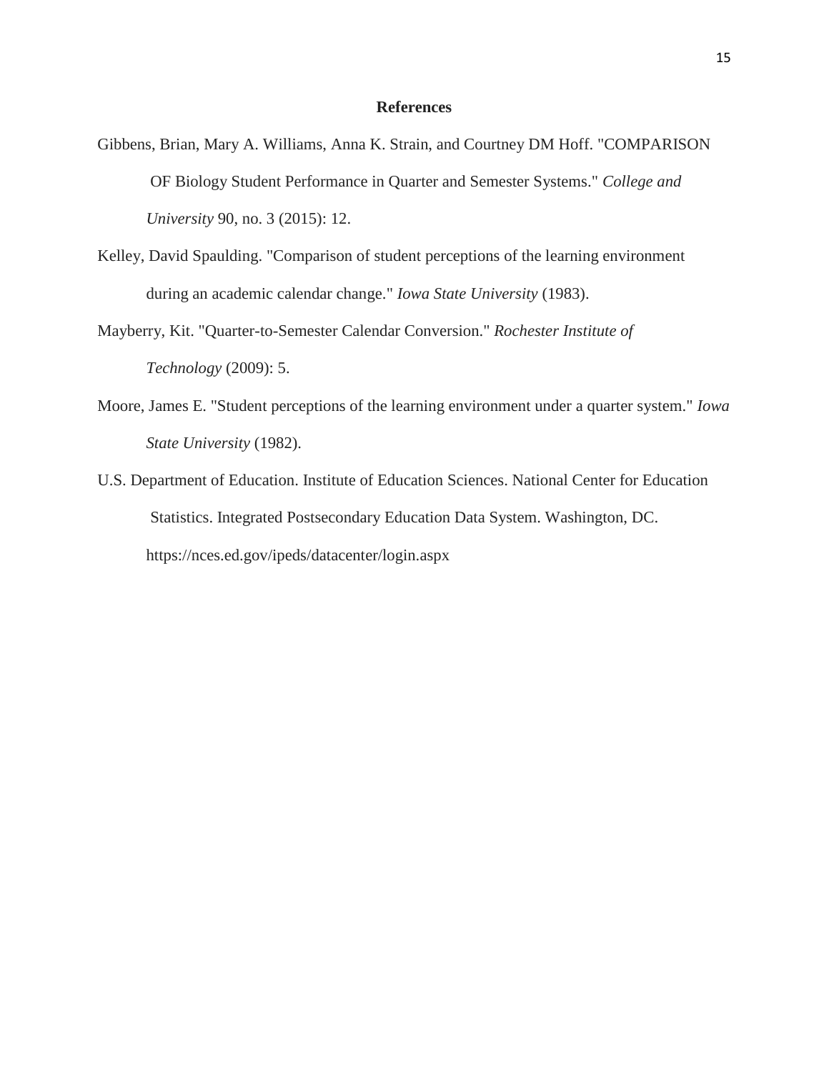# References

Gibbens, Brian, Mary A. Williams, Anna K. Strain, and Courtney DM Hoff. "COMPARISON OF Biology Student Performance in Quarter and Semester Systems." *College and University* 90, no. 3 (2015): 12.

Kelley, David Spaulding. "Comparison of student perceptions of the learning environment during an academic calendar change." *Iowa State University* (1983).

Mayberry, Kit. "Quarter-to-Semester Calendar Conversion." *Rochester Institute of Technology* (2009): 5.

Moore, James E. "Student perceptions of the learning environment under a quarter system." *Iowa State University* (1982).

U.S. Department of Education. Institute of Education Sciences. National Center for Education Statistics. Integrated Postsecondary Education Data System. Washington, DC. https://nces.ed.gov/ipeds/datacenter/login.aspx